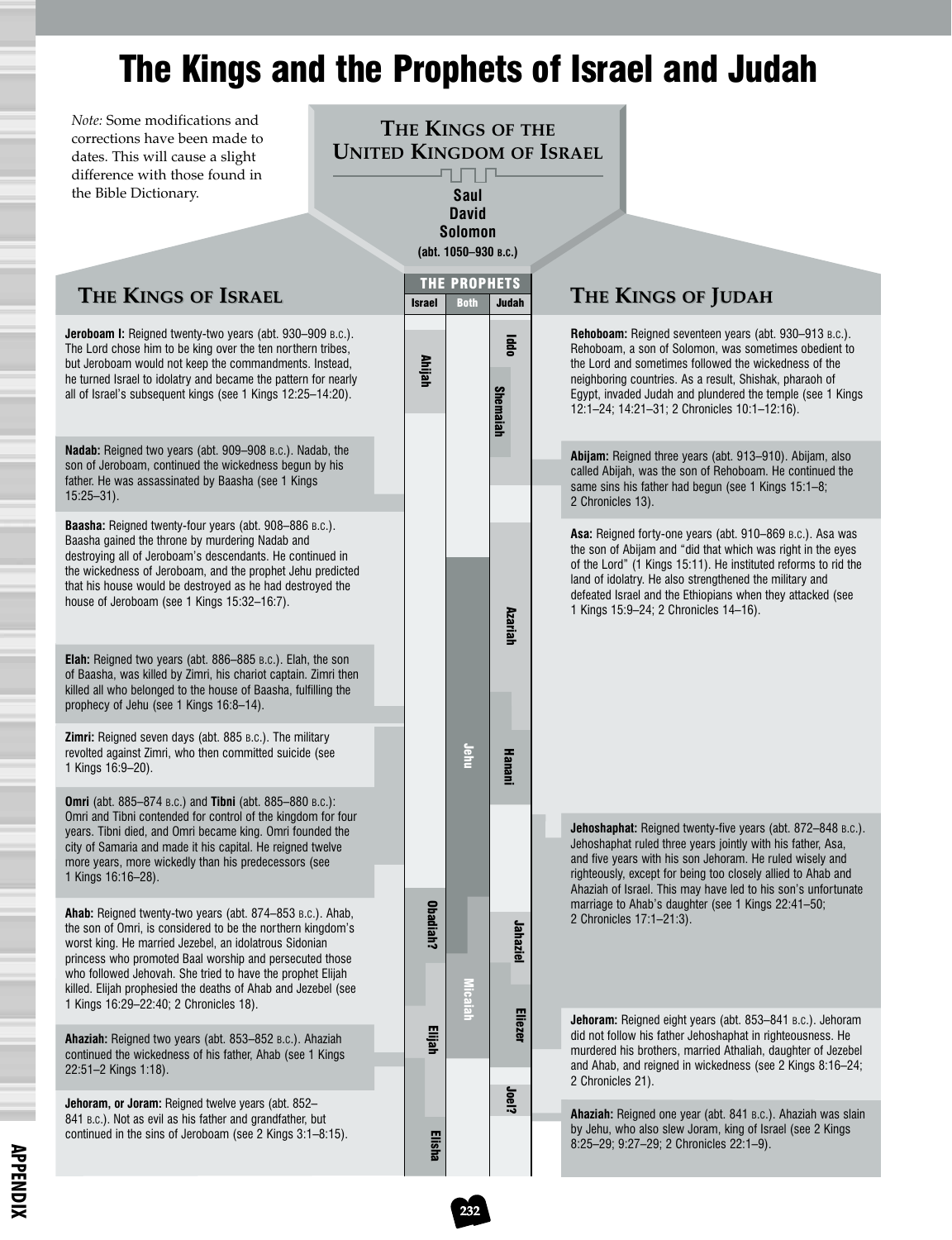# The Kings and the Prophets of Israel and Judah

*Note:* Some modifications and corrections have been made to dates. This will cause a slight difference with those found in the Bible Dictionary.

## The Kings of the United Kingdom of Israel

**Saul**
**David**
**Solomon**
**(abt. 1050–930 B.C.)**

## The Kings of Israel

**Jeroboam I:** Reigned twenty-two years (abt. 930–909 B.C.). The Lord chose him to be king over the ten northern tribes, but Jeroboam would not keep the commandments. Instead, he turned Israel to idolatry and became the pattern for nearly all of Israel's subsequent kings (see 1 Kings 12:25–14:20).

**Nadab:** Reigned two years (abt. 909–908 B.C.). Nadab, the son of Jeroboam, continued the wickedness begun by his father. He was assassinated by Baasha (see 1 Kings 15:25–31).

**Baasha:** Reigned twenty-four years (abt. 908–886 B.C.). Baasha gained the throne by murdering Nadab and destroying all of Jeroboam's descendants. He continued in the wickedness of Jeroboam, and the prophet Jehu predicted that his house would be destroyed as he had destroyed the house of Jeroboam (see 1 Kings 15:32–16:7).

**Elah:** Reigned two years (abt. 886–885 B.C.). Elah, the son of Baasha, was killed by Zimri, his chariot captain. Zimri then killed all who belonged to the house of Baasha, fulfilling the prophecy of Jehu (see 1 Kings 16:8–14).

**Zimri:** Reigned seven days (abt. 885 B.C.). The military revolted against Zimri, who then committed suicide (see 1 Kings 16:9–20).

**Omri** (abt. 885–874 B.C.) and **Tibni** (abt. 885–880 B.C.): Omri and Tibni contended for control of the kingdom for four years. Tibni died, and Omri became king. Omri founded the city of Samaria and made it his capital. He reigned twelve more years, more wickedly than his predecessors (see 1 Kings 16:16–28).

**Ahab:** Reigned twenty-two years (abt. 874–853 B.C.). Ahab, the son of Omri, is considered to be the northern kingdom's worst king. He married Jezebel, an idolatrous Sidonian princess who promoted Baal worship and persecuted those who followed Jehovah. She tried to have the prophet Elijah killed. Elijah prophesied the deaths of Ahab and Jezebel (see 1 Kings 16:29–22:40; 2 Chronicles 18).

**Ahaziah:** Reigned two years (abt. 853–852 B.C.). Ahaziah continued the wickedness of his father, Ahab (see 1 Kings 22:51–2 Kings 1:18).

**Jehoram, or Joram:** Reigned twelve years (abt. 852–841 B.C.). Not as evil as his father and grandfather, but continued in the sins of Jeroboam (see 2 Kings 3:1–8:15).

## The Prophets

| Israel | Both | Judah |
|---|---|---|
| Ahijah | | Iddo |
| | | Shemaiah |
| | | Azariah |
| | Jehu | Hanani |
| Obadiah? | | Jahaziel |
| | Micaiah | Eliezer |
| Elijah | | Joel? |
| Elisha | | |

## The Kings of Judah

**Rehoboam:** Reigned seventeen years (abt. 930–913 B.C.). Rehoboam, a son of Solomon, was sometimes obedient to the Lord and sometimes followed the wickedness of the neighboring countries. As a result, Shishak, pharaoh of Egypt, invaded Judah and plundered the temple (see 1 Kings 12:1–24; 14:21–31; 2 Chronicles 10:1–12:16).

**Abijam:** Reigned three years (abt. 913–910). Abijam, also called Abijah, was the son of Rehoboam. He continued the same sins his father had begun (see 1 Kings 15:1–8; 2 Chronicles 13).

**Asa:** Reigned forty-one years (abt. 910–869 B.C.). Asa was the son of Abijam and "did that which was right in the eyes of the Lord" (1 Kings 15:11). He instituted reforms to rid the land of idolatry. He also strengthened the military and defeated Israel and the Ethiopians when they attacked (see 1 Kings 15:9–24; 2 Chronicles 14–16).

**Jehoshaphat:** Reigned twenty-five years (abt. 872–848 B.C.). Jehoshaphat ruled three years jointly with his father, Asa, and five years with his son Jehoram. He ruled wisely and righteously, except for being too closely allied to Ahab and Ahaziah of Israel. This may have led to his son's unfortunate marriage to Ahab's daughter (see 1 Kings 22:41–50; 2 Chronicles 17:1–21:3).

**Jehoram:** Reigned eight years (abt. 853–841 B.C.). Jehoram did not follow his father Jehoshaphat in righteousness. He murdered his brothers, married Athaliah, daughter of Jezebel and Ahab, and reigned in wickedness (see 2 Kings 8:16–24; 2 Chronicles 21).

**Ahaziah:** Reigned one year (abt. 841 B.C.). Ahaziah was slain by Jehu, who also slew Joram, king of Israel (see 2 Kings 8:25–29; 9:27–29; 2 Chronicles 22:1–9).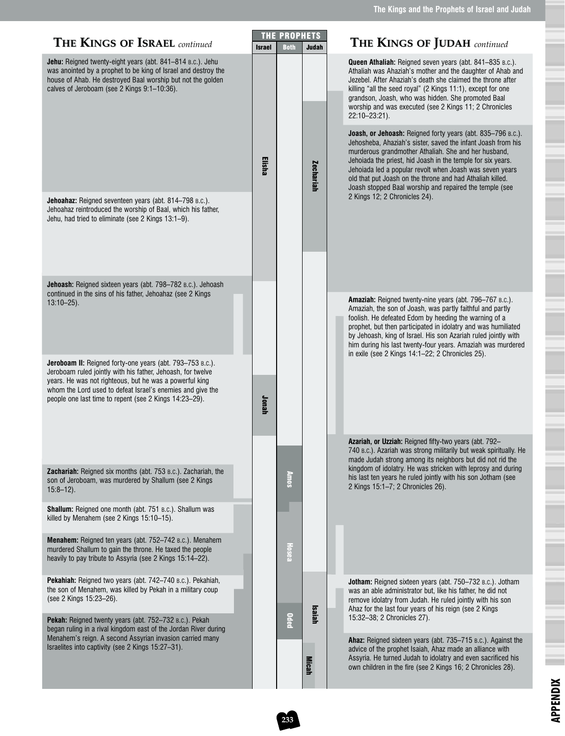## THE KINGS OF ISRAEL *continued*

**Jehu:** Reigned twenty-eight years (abt. 841–814 B.C.). Jehu was anointed by a prophet to be king of Israel and destroy the house of Ahab. He destroyed Baal worship but not the golden calves of Jeroboam (see 2 Kings 9:1–10:36).

**Jehoahaz:** Reigned seventeen years (abt. 814–798 B.C.). Jehoahaz reintroduced the worship of Baal, which his father, Jehu, had tried to eliminate (see 2 Kings 13:1–9).

**Jehoash:** Reigned sixteen years (abt. 798–782 B.C.). Jehoash continued in the sins of his father, Jehoahaz (see 2 Kings 13:10–25).

**Jeroboam II:** Reigned forty-one years (abt. 793–753 B.C.). Jeroboam ruled jointly with his father, Jehoash, for twelve years. He was not righteous, but he was a powerful king whom the Lord used to defeat Israel's enemies and give the people one last time to repent (see 2 Kings 14:23–29).

**Zachariah:** Reigned six months (abt. 753 B.C.). Zachariah, the son of Jeroboam, was murdered by Shallum (see 2 Kings 15:8–12).

**Shallum:** Reigned one month (abt. 751 B.C.). Shallum was killed by Menahem (see 2 Kings 15:10–15).

**Menahem:** Reigned ten years (abt. 752–742 B.C.). Menahem murdered Shallum to gain the throne. He taxed the people heavily to pay tribute to Assyria (see 2 Kings 15:14–22).

**Pekahiah:** Reigned two years (abt. 742–740 B.C.). Pekahiah, the son of Menahem, was killed by Pekah in a military coup (see 2 Kings 15:23–26).

**Pekah:** Reigned twenty years (abt. 752–732 B.C.). Pekah began ruling in a rival kingdom east of the Jordan River during Menahem's reign. A second Assyrian invasion carried many Israelites into captivity (see 2 Kings 15:27–31).

## THE PROPHETS

| Israel | Both | Judah |
|---|---|---|
| Elisha | | Zechariah |
| Jonah | | |
| | Amos | |
| | Hosea | |
| | Oded | Isaiah |
| | | Micah |

## THE KINGS OF JUDAH *continued*

**Queen Athaliah:** Reigned seven years (abt. 841–835 B.C.). Athaliah was Ahaziah's mother and the daughter of Ahab and Jezebel. After Ahaziah's death she claimed the throne after killing "all the seed royal" (2 Kings 11:1), except for one grandson, Joash, who was hidden. She promoted Baal worship and was executed (see 2 Kings 11; 2 Chronicles 22:10–23:21).

**Joash, or Jehoash:** Reigned forty years (abt. 835–796 B.C.). Jehosheba, Ahaziah's sister, saved the infant Joash from his murderous grandmother Athaliah. She and her husband, Jehoiada the priest, hid Joash in the temple for six years. Jehoiada led a popular revolt when Joash was seven years old that put Joash on the throne and had Athaliah killed. Joash stopped Baal worship and repaired the temple (see 2 Kings 12; 2 Chronicles 24).

**Amaziah:** Reigned twenty-nine years (abt. 796–767 B.C.). Amaziah, the son of Joash, was partly faithful and partly foolish. He defeated Edom by heeding the warning of a prophet, but then participated in idolatry and was humiliated by Jehoash, king of Israel. His son Azariah ruled jointly with him during his last twenty-four years. Amaziah was murdered in exile (see 2 Kings 14:1–22; 2 Chronicles 25).

**Azariah, or Uzziah:** Reigned fifty-two years (abt. 792–740 B.C.). Azariah was strong militarily but weak spiritually. He made Judah strong among its neighbors but did not rid the kingdom of idolatry. He was stricken with leprosy and during his last ten years he ruled jointly with his son Jotham (see 2 Kings 15:1–7; 2 Chronicles 26).

**Jotham:** Reigned sixteen years (abt. 750–732 B.C.). Jotham was an able administrator but, like his father, he did not remove idolatry from Judah. He ruled jointly with his son Ahaz for the last four years of his reign (see 2 Kings 15:32–38; 2 Chronicles 27).

**Ahaz:** Reigned sixteen years (abt. 735–715 B.C.). Against the advice of the prophet Isaiah, Ahaz made an alliance with Assyria. He turned Judah to idolatry and even sacrificed his own children in the fire (see 2 Kings 16; 2 Chronicles 28).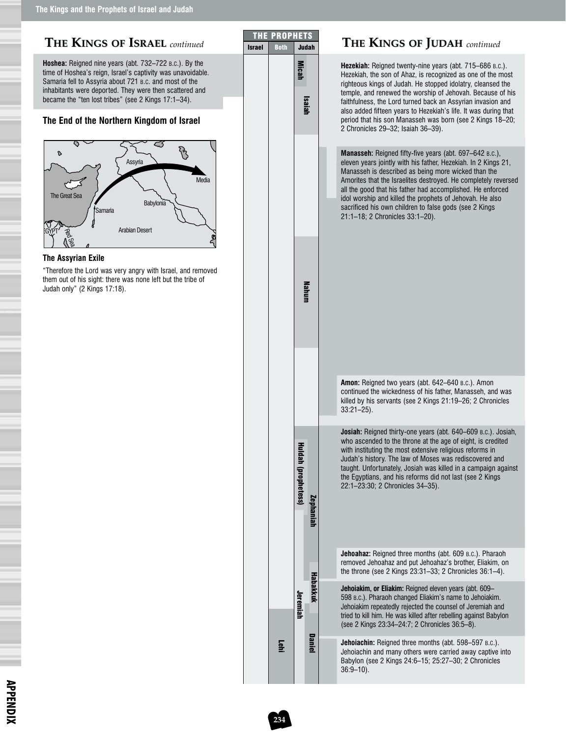## THE KINGS OF ISRAEL *continued*

**Hoshea:** Reigned nine years (abt. 732–722 B.C.). By the time of Hoshea's reign, Israel's captivity was unavoidable. Samaria fell to Assyria about 721 B.C. and most of the inhabitants were deported. They were then scattered and became the "ten lost tribes" (see 2 Kings 17:1–34).

### The End of the Northern Kingdom of Israel

The Great Sea, Assyria, Media, Babylonia, Samaria, Arabian Desert, EGYPT, Red Sea

**The Assyrian Exile**

"Therefore the Lord was very angry with Israel, and removed them out of his sight: there was none left but the tribe of Judah only" (2 Kings 17:18).

## THE PROPHETS

| Israel | Both | Judah |
|---|---|---|
| | | Micah |
| | | Isaiah |
| | | Nahum |
| | | Huldah (prophetess) |
| | | Zephaniah |
| | | Habakkuk |
| | | Jeremiah |
| | Lehi | |
| | | Daniel |

## THE KINGS OF JUDAH *continued*

**Hezekiah:** Reigned twenty-nine years (abt. 715–686 B.C.). Hezekiah, the son of Ahaz, is recognized as one of the most righteous kings of Judah. He stopped idolatry, cleansed the temple, and renewed the worship of Jehovah. Because of his faithfulness, the Lord turned back an Assyrian invasion and also added fifteen years to Hezekiah's life. It was during that period that his son Manasseh was born (see 2 Kings 18–20; 2 Chronicles 29–32; Isaiah 36–39).

**Manasseh:** Reigned fifty-five years (abt. 697–642 B.C.), eleven years jointly with his father, Hezekiah. In 2 Kings 21, Manasseh is described as being more wicked than the Amorites that the Israelites destroyed. He completely reversed all the good that his father had accomplished. He enforced idol worship and killed the prophets of Jehovah. He also sacrificed his own children to false gods (see 2 Kings 21:1–18; 2 Chronicles 33:1–20).

**Amon:** Reigned two years (abt. 642–640 B.C.). Amon continued the wickedness of his father, Manasseh, and was killed by his servants (see 2 Kings 21:19–26; 2 Chronicles 33:21–25).

**Josiah:** Reigned thirty-one years (abt. 640–609 B.C.). Josiah, who ascended to the throne at the age of eight, is credited with instituting the most extensive religious reforms in Judah's history. The law of Moses was rediscovered and taught. Unfortunately, Josiah was killed in a campaign against the Egyptians, and his reforms did not last (see 2 Kings 22:1–23:30; 2 Chronicles 34–35).

**Jehoahaz:** Reigned three months (abt. 609 B.C.). Pharaoh removed Jehoahaz and put Jehoahaz's brother, Eliakim, on the throne (see 2 Kings 23:31–33; 2 Chronicles 36:1–4).

**Jehoiakim, or Eliakim:** Reigned eleven years (abt. 609–598 B.C.). Pharaoh changed Eliakim's name to Jehoiakim. Jehoiakim repeatedly rejected the counsel of Jeremiah and tried to kill him. He was killed after rebelling against Babylon (see 2 Kings 23:34–24:7; 2 Chronicles 36:5–8).

**Jehoiachin:** Reigned three months (abt. 598–597 B.C.). Jehoiachin and many others were carried away captive into Babylon (see 2 Kings 24:6–15; 25:27–30; 2 Chronicles 36:9–10).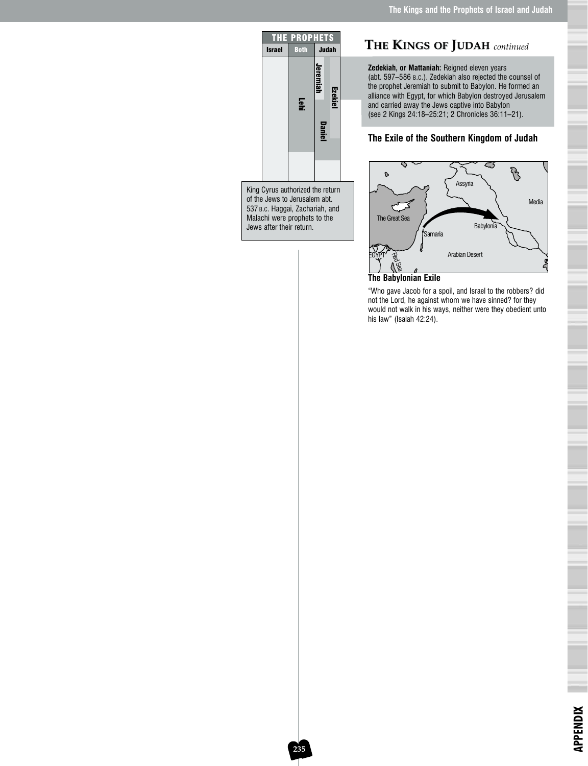## THE PROPHETS

| Israel | Both | Judah |
| --- | --- | --- |
| | Lehi | Jeremiah, Ezekiel, Daniel |

King Cyrus authorized the return of the Jews to Jerusalem abt. 537 B.C. Haggai, Zachariah, and Malachi were prophets to the Jews after their return.

## THE KINGS OF JUDAH *continued*

**Zedekiah, or Mattaniah:** Reigned eleven years (abt. 597–586 B.C.). Zedekiah also rejected the counsel of the prophet Jeremiah to submit to Babylon. He formed an alliance with Egypt, for which Babylon destroyed Jerusalem and carried away the Jews captive into Babylon (see 2 Kings 24:18–25:21; 2 Chronicles 36:11–21).

### The Exile of the Southern Kingdom of Judah

Assyria
Media
The Great Sea
Babylonia
Samaria
EGYPT
Red Sea
Arabian Desert

**The Babylonian Exile**

"Who gave Jacob for a spoil, and Israel to the robbers? did not the Lord, he against whom we have sinned? for they would not walk in his ways, neither were they obedient unto his law" (Isaiah 42:24).